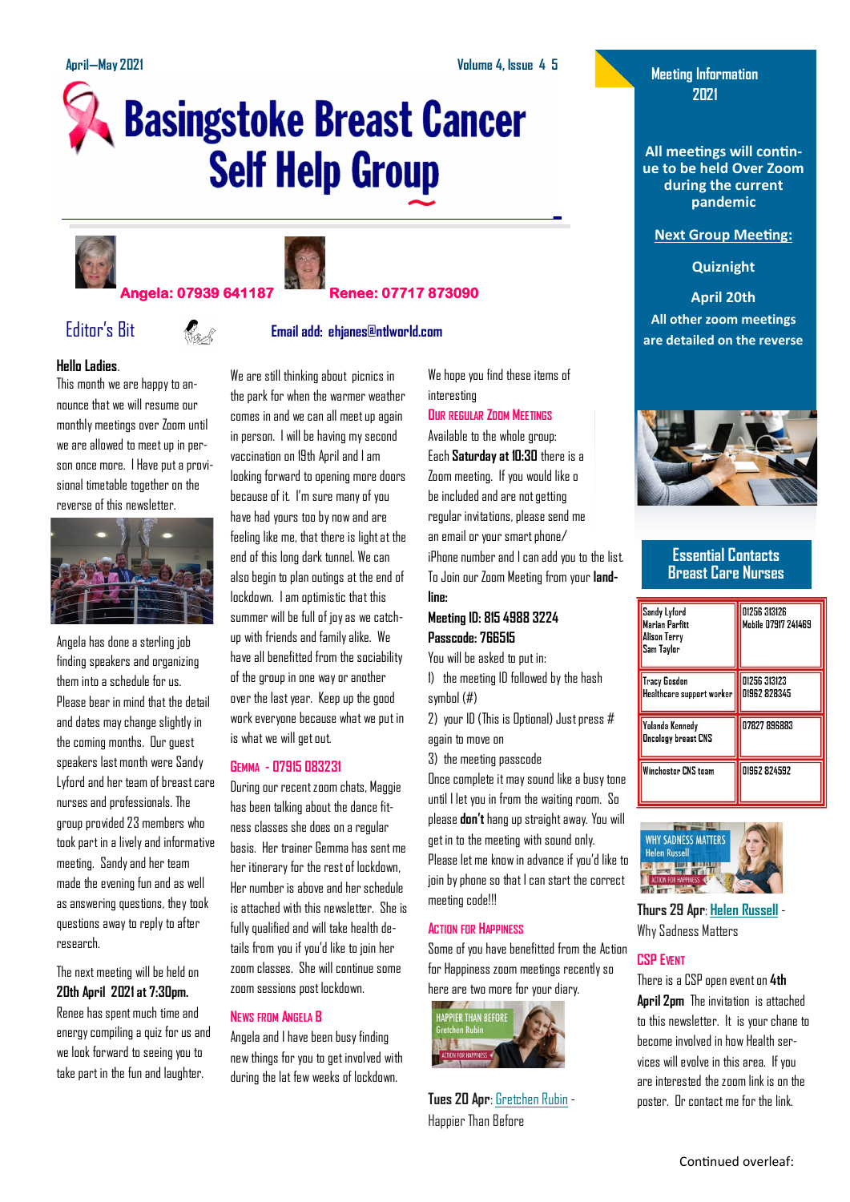April—May 2021

Volume 4, Issue 4 5

# Basingstoke Breast Cancer Self Help Group

**Angela: 07939 641187** **Renee: 07717 873090**

**Email add: ehjanes@ntlworld.com**

## Editor's Bit

**Hello Ladies.**

This month we are happy to announce that we will resume our monthly meetings over Zoom until we are allowed to meet up in person once more. I Have put a provisional timetable together on the reverse of this newsletter.

Angela has done a sterling job finding speakers and organizing them into a schedule for us. Please bear in mind that the detail and dates may change slightly in the coming months. Our guest speakers last month were Sandy Lyford and her team of breast care nurses and professionals. The group provided 23 members who took part in a lively and informative meeting. Sandy and her team made the evening fun and as well as answering questions, they took questions away to reply to after research.

The next meeting will be held on **20th April 2021 at 7:30pm.**

Renee has spent much time and energy compiling a quiz for us and we look forward to seeing you to take part in the fun and laughter.

We are still thinking about picnics in the park for when the warmer weather comes in and we can all meet up again in person. I will be having my second vaccination on 19th April and I am looking forward to opening more doors because of it. I'm sure many of you have had yours too by now and are feeling like me, that there is light at the end of this long dark tunnel. We can also begin to plan outings at the end of lockdown. I am optimistic that this summer will be full of joy as we catch-up with friends and family alike. We have all benefitted from the sociability of the group in one way or another over the last year. Keep up the good work everyone because what we put in is what we will get out.

### Gemma - 07915 083231

During our recent zoom chats, Maggie has been talking about the dance fitness classes she does on a regular basis. Her trainer Gemma has sent me her itinerary for the rest of lockdown. Her number is above and her schedule is attached with this newsletter. She is fully qualified and will take health details from you if you'd like to join her zoom classes. She will continue some zoom sessions post lockdown.

### News from Angela B

Angela and I have been busy finding new things for you to get involved with during the lat few weeks of lockdown.

We hope you find these items of interesting

### Our regular Zoom Meetings

Available to the whole group:

Each **Saturday at 10:30** there is a Zoom meeting. If you would like o be included and are not getting regular invitations, please send me an email or your smart phone/ iPhone number and I can add you to the list.

To Join our Zoom Meeting from your **land-line:**

**Meeting ID: 815 4988 3224**

**Passcode: 766515**

You will be asked to put in:

1) the meeting ID followed by the hash symbol (#)

2) your ID (This is Optional) Just press # again to move on

3) the meeting passcode

Once complete it may sound like a busy tone until I let you in from the waiting room. So please **don't** hang up straight away. You will get in to the meeting with sound only. Please let me know in advance if you'd like to join by phone so that I can start the correct meeting code!!!

### Action for Happiness

Some of you have benefitted from the Action for Happiness zoom meetings recently so here are two more for your diary.

HAPPIER THAN BEFORE Gretchen Rubin ACTION FOR HAPPINESS

**Tues 20 Apr**: Gretchen Rubin - Happier Than Before

WHY SADNESS MATTERS Helen Russell ACTION FOR HAPPINESS

**Thurs 29 Apr**: Helen Russell - Why Sadness Matters

### CSP Event

There is a CSP open event on **4th April 2pm** The invitation is attached to this newsletter. It is your chane to become involved in how Health services will evolve in this area. If you are interested the zoom link is on the poster. Or contact me for the link.

## Meeting Information 2021

**All meetings will continue to be held Over Zoom during the current pandemic**

**Next Group Meeting:**

**Quiznight**

**April 20th**

**All other zoom meetings are detailed on the reverse**

## Essential Contacts Breast Care Nurses

| | |
|---|---|
| Sandy Lyford<br>Marian Parfitt<br>Alison Terry<br>Sam Taylor | 01256 313126<br>Mobile 07917 241469 |
| Tracy Gosden<br>Healthcare support worker | 01256 313123<br>01962 828345 |
| Yolanda Kennedy<br>Oncology breast CNS | 07827 896883 |
| Winchester CNS team | 01962 824592 |

Continued overleaf: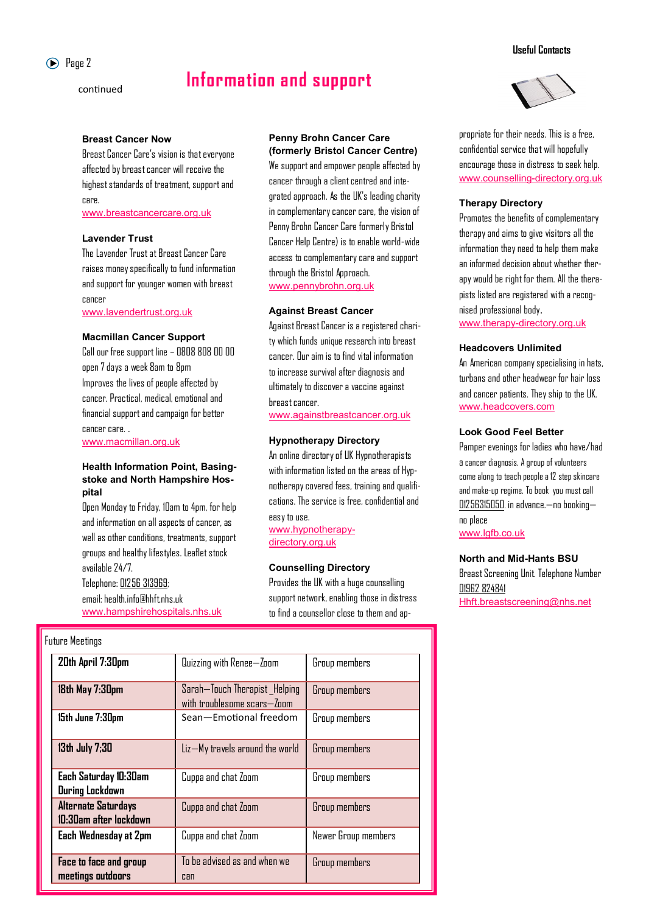continued

# Information and support

### Breast Cancer Now

Breast Cancer Care's vision is that everyone affected by breast cancer will receive the highest standards of treatment, support and care.

www.breastcancercare.org.uk

### Lavender Trust

The Lavender Trust at Breast Cancer Care raises money specifically to fund information and support for younger women with breast cancer

www.lavendertrust.org.uk

### Macmillan Cancer Support

Call our free support line – 0808 808 00 00 open 7 days a week 8am to 8pm

Improves the lives of people affected by cancer. Practical, medical, emotional and financial support and campaign for better cancer care. .

www.macmillan.org.uk

### Health Information Point, Basingstoke and North Hampshire Hospital

Open Monday to Friday, 10am to 4pm, for help and information on all aspects of cancer, as well as other conditions, treatments, support groups and healthy lifestyles. Leaflet stock available 24/7.

Telephone: 01256 313969;

email: health.info@hhft.nhs.uk

www.hampshirehospitals.nhs.uk

### Penny Brohn Cancer Care (formerly Bristol Cancer Centre)

We support and empower people affected by cancer through a client centred and integrated approach. As the UK's leading charity in complementary cancer care, the vision of Penny Brohn Cancer Care formerly Bristol Cancer Help Centre) is to enable world-wide access to complementary care and support through the Bristol Approach.

www.pennybrohn.org.uk

### Against Breast Cancer

Against Breast Cancer is a registered charity which funds unique research into breast cancer. Our aim is to find vital information to increase survival after diagnosis and ultimately to discover a vaccine against breast cancer.

www.againstbreastcancer.org.uk

### Hypnotherapy Directory

An online directory of UK Hypnotherapists with information listed on the areas of Hypnotherapy covered fees, training and qualifications. The service is free, confidential and easy to use.

www.hypnotherapy-directory.org.uk

### Counselling Directory

Provides the UK with a huge counselling support network, enabling those in distress to find a counsellor close to them and appropriate for their needs. This is a free, confidential service that will hopefully encourage those in distress to seek help.

www.counselling-directory.org.uk

## Useful Contacts

### Therapy Directory

Promotes the benefits of complementary therapy and aims to give visitors all the information they need to help them make an informed decision about whether therapy would be right for them. All the therapists listed are registered with a recognised professional body.

www.therapy-directory.org.uk

### Headcovers Unlimited

An American company specialising in hats, turbans and other headwear for hair loss and cancer patients. They ship to the UK.

www.headcovers.com

### Look Good Feel Better

Pamper evenings for ladies who have/had a cancer diagnosis. A group of volunteers come along to teach people a 12 step skincare and make-up regime. To book you must call 01256315050. in advance.—no booking—no place

www.lgfb.co.uk

### North and Mid-Hants BSU

Breast Screening Unit. Telephone Number 01962 824841

Hhft.breastscreening@nhs.net

Future Meetings

| | | |
|---|---|---|
| **20th April 7:30pm** | Quizzing with Renee—Zoom | Group members |
| **18th May 7:30pm** | Sarah—Touch Therapist _Helping with troublesome scars—Zoom | Group members |
| **15th June 7:30pm** | Sean—Emotional freedom | Group members |
| **13th July 7;30** | Liz—My travels around the world | Group members |
| **Each Saturday 10:30am During Lockdown** | Cuppa and chat Zoom | Group members |
| **Alternate Saturdays 10:30am after lockdown** | Cuppa and chat Zoom | Group members |
| **Each Wednesday at 2pm** | Cuppa and chat Zoom | Newer Group members |
| **Face to face and group meetings outdoors** | To be advised as and when we can | Group members |